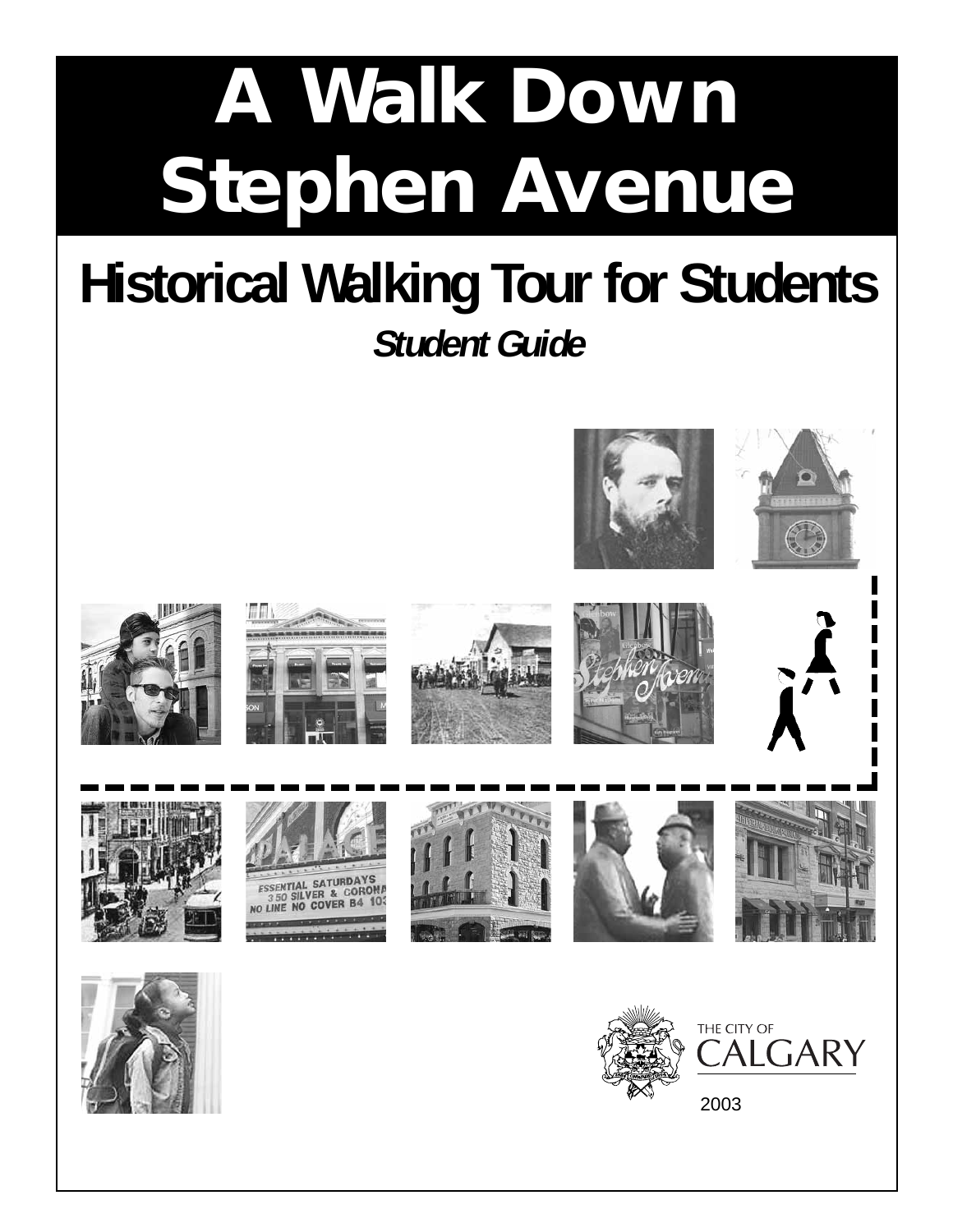# A Walk Down Stephen Avenue

## Historical Walking Tour for Students

***Student Guide***

THE CITY OF CALGARY

2003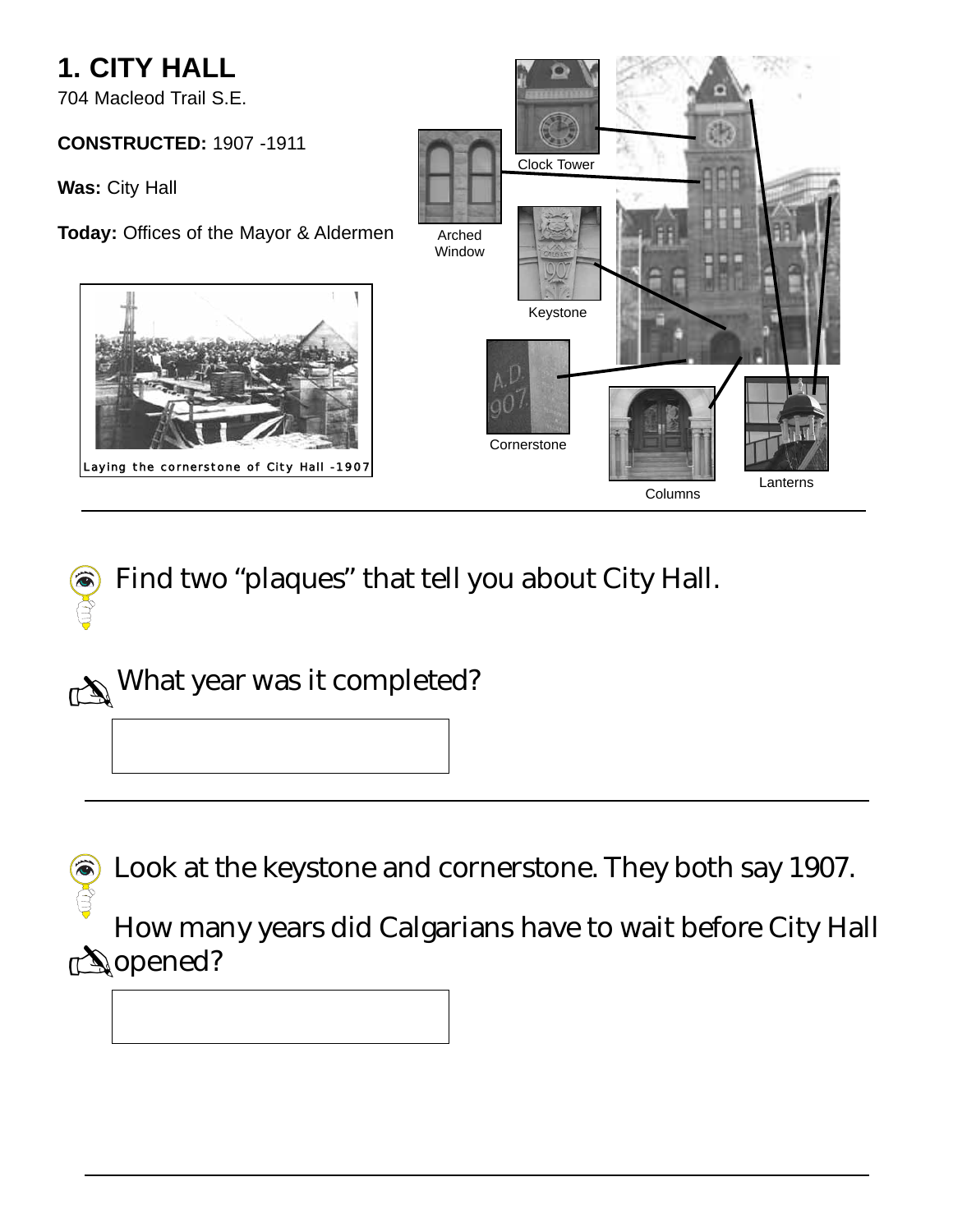# 1. CITY HALL

704 Macleod Trail S.E.

**CONSTRUCTED:** 1907 -1911

**Was:** City Hall

**Today:** Offices of the Mayor & Aldermen

Laying the cornerstone of City Hall -1907

Clock Tower

Arched Window

Keystone

Cornerstone

Columns

Lanterns

---

Find two "plaques" that tell you about City Hall.

What year was it completed?

---

Look at the keystone and cornerstone. They both say 1907.

How many years did Calgarians have to wait before City Hall opened?

---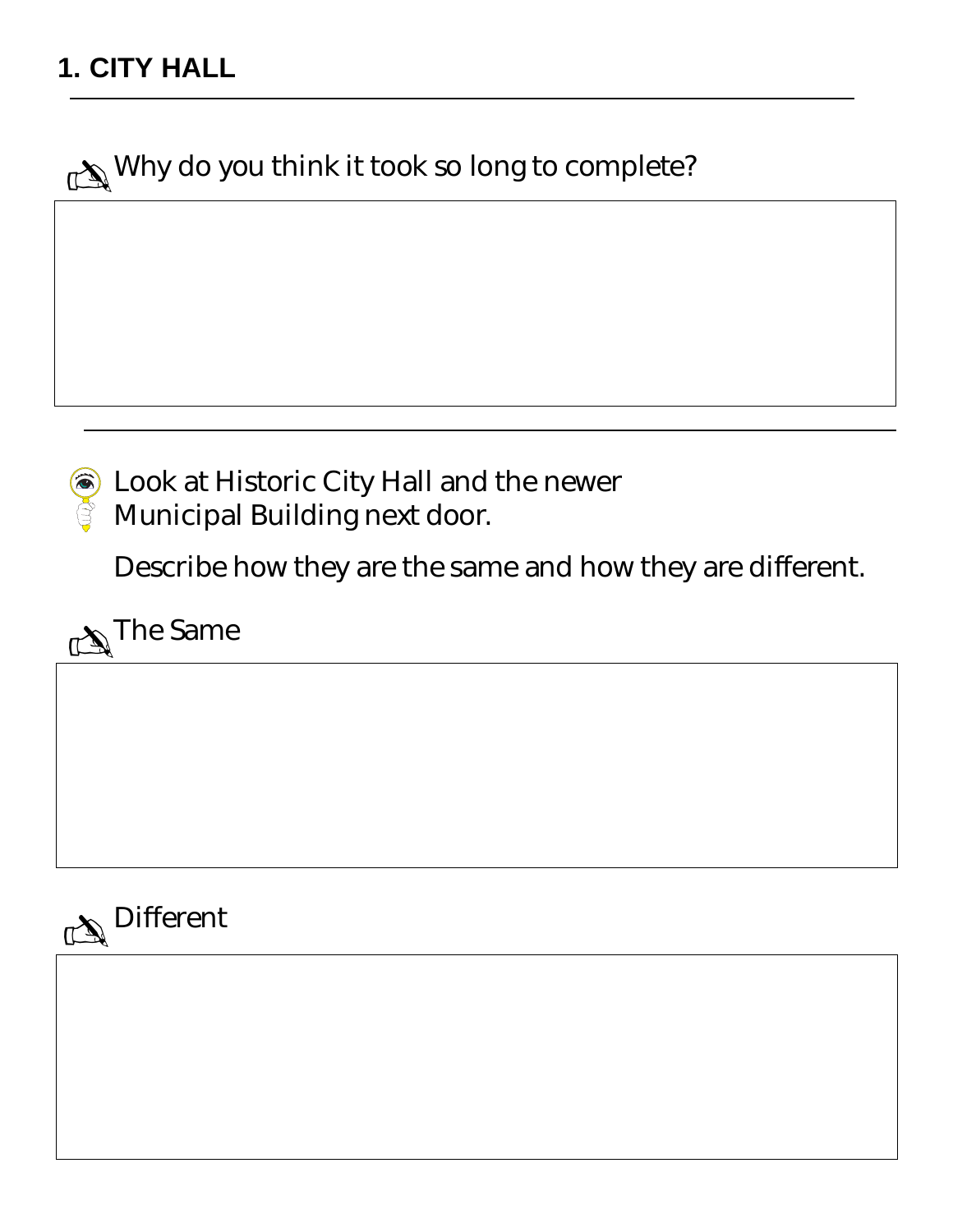## 1. CITY HALL

---

Why do you think it took so long to complete?

---

Look at Historic City Hall and the newer Municipal Building next door.

Describe how they are the same and how they are different.

The Same

Different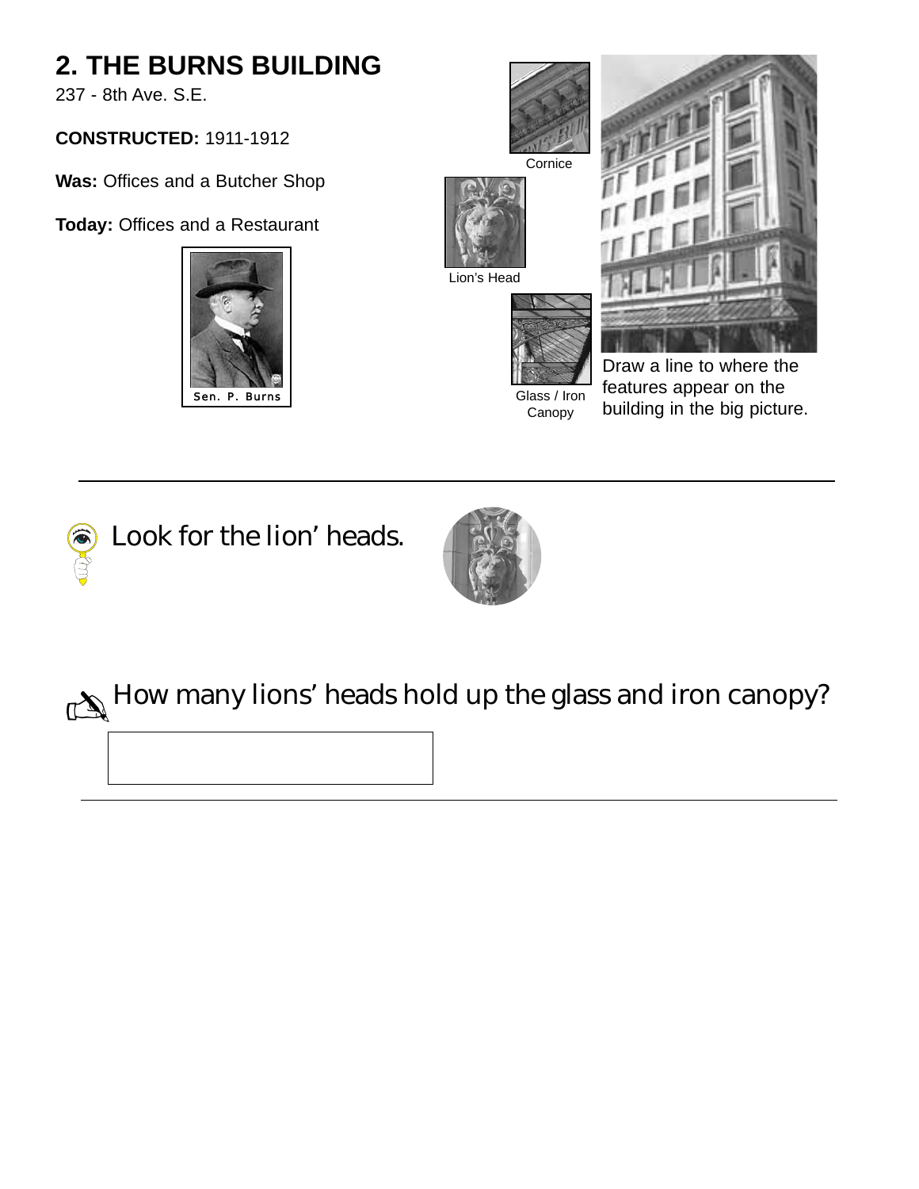# 2. THE BURNS BUILDING

237 - 8th Ave. S.E.

**CONSTRUCTED:** 1911-1912

**Was:** Offices and a Butcher Shop

**Today:** Offices and a Restaurant

Sen. P. Burns

Cornice

Lion's Head

Glass / Iron Canopy

Draw a line to where the features appear on the building in the big picture.

---

Look for the lion' heads.

How many lions' heads hold up the glass and iron canopy?

---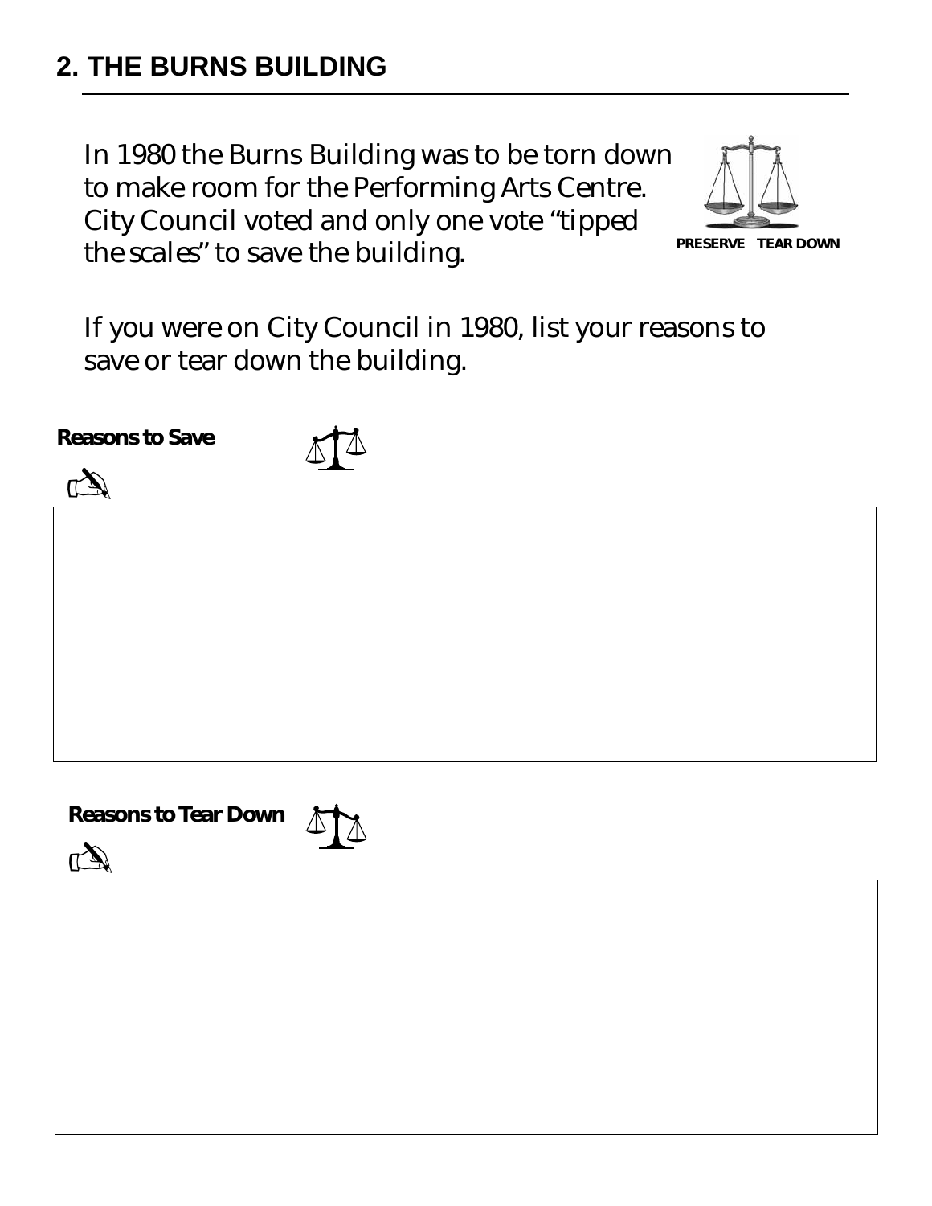## 2. THE BURNS BUILDING

In 1980 the Burns Building was to be torn down to make room for the Performing Arts Centre. City Council voted and only one vote "tipped the scales" to save the building.

PRESERVE TEAR DOWN

If you were on City Council in 1980, list your reasons to save or tear down the building.

**Reasons to Save**

**Reasons to Tear Down**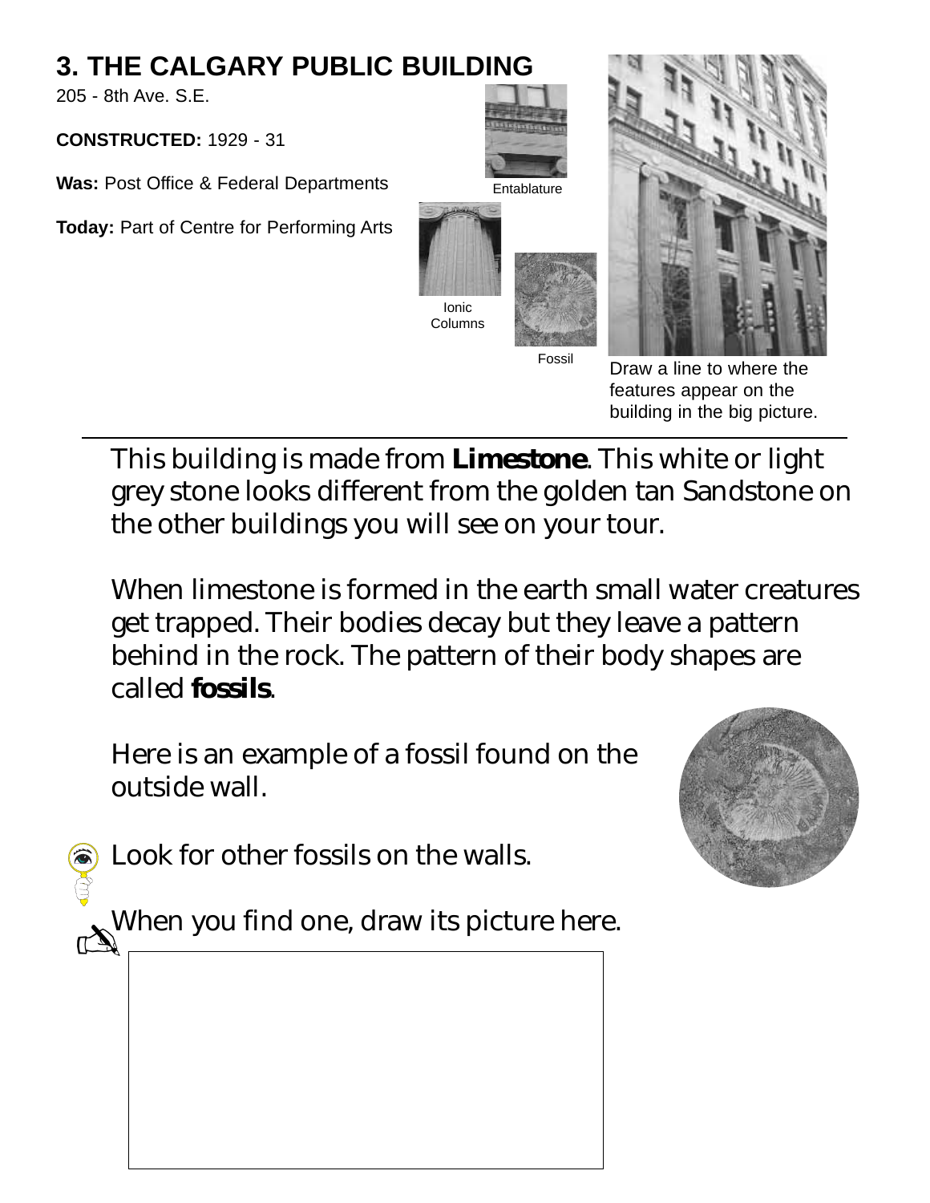# 3. THE CALGARY PUBLIC BUILDING

205 - 8th Ave. S.E.

**CONSTRUCTED:** 1929 - 31

**Was:** Post Office & Federal Departments

**Today:** Part of Centre for Performing Arts

Entablature

Ionic Columns

Fossil

Draw a line to where the features appear on the building in the big picture.

---

This building is made from **Limestone**. This white or light grey stone looks different from the golden tan Sandstone on the other buildings you will see on your tour.

When limestone is formed in the earth small water creatures get trapped. Their bodies decay but they leave a pattern behind in the rock. The pattern of their body shapes are called **fossils**.

Here is an example of a fossil found on the outside wall.

Look for other fossils on the walls.

When you find one, draw its picture here.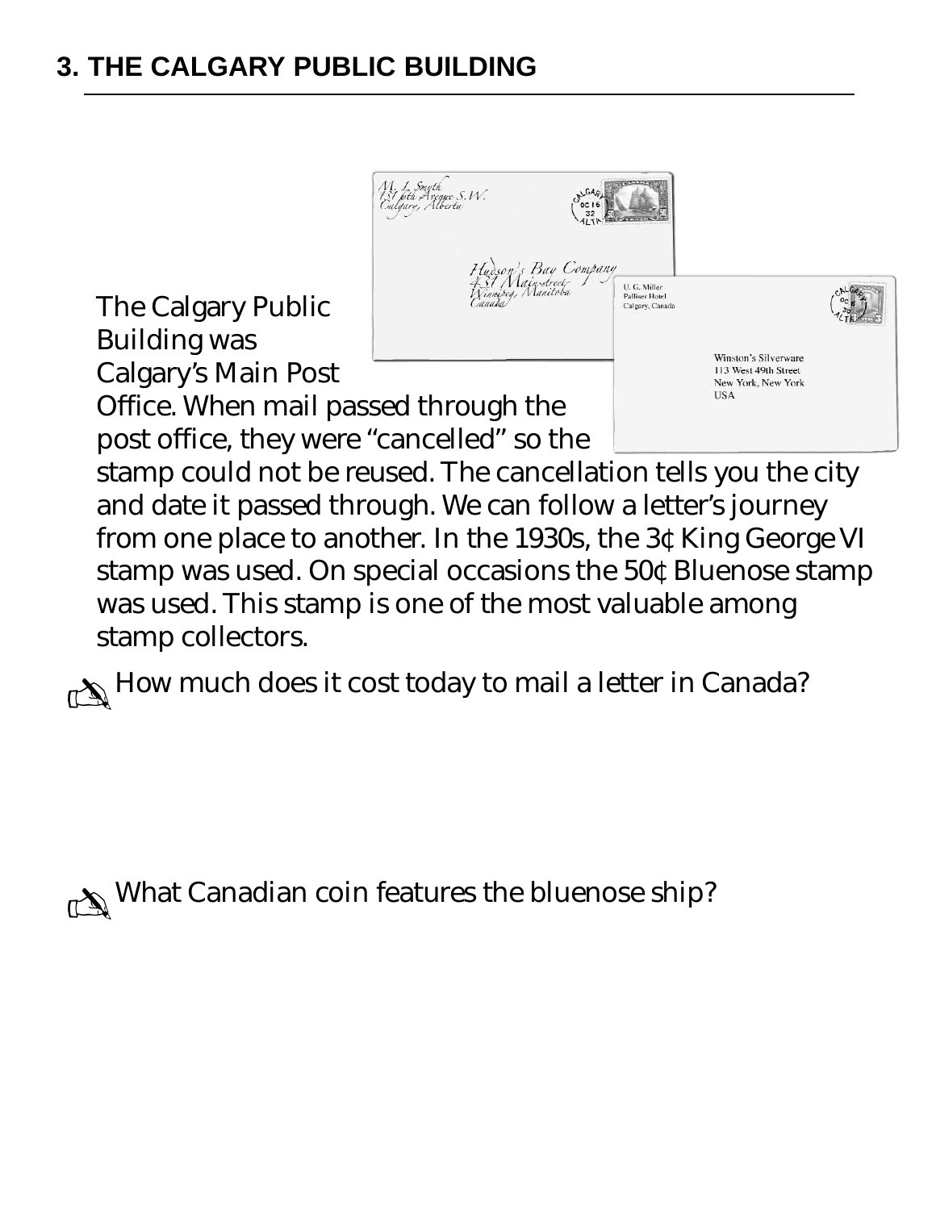## 3. THE CALGARY PUBLIC BUILDING

The Calgary Public Building was Calgary's Main Post Office. When mail passed through the post office, they were "cancelled" so the stamp could not be reused. The cancellation tells you the city and date it passed through. We can follow a letter's journey from one place to another. In the 1930s, the 3¢ King George VI stamp was used. On special occasions the 50¢ Bluenose stamp was used. This stamp is one of the most valuable among stamp collectors.

How much does it cost today to mail a letter in Canada?

What Canadian coin features the bluenose ship?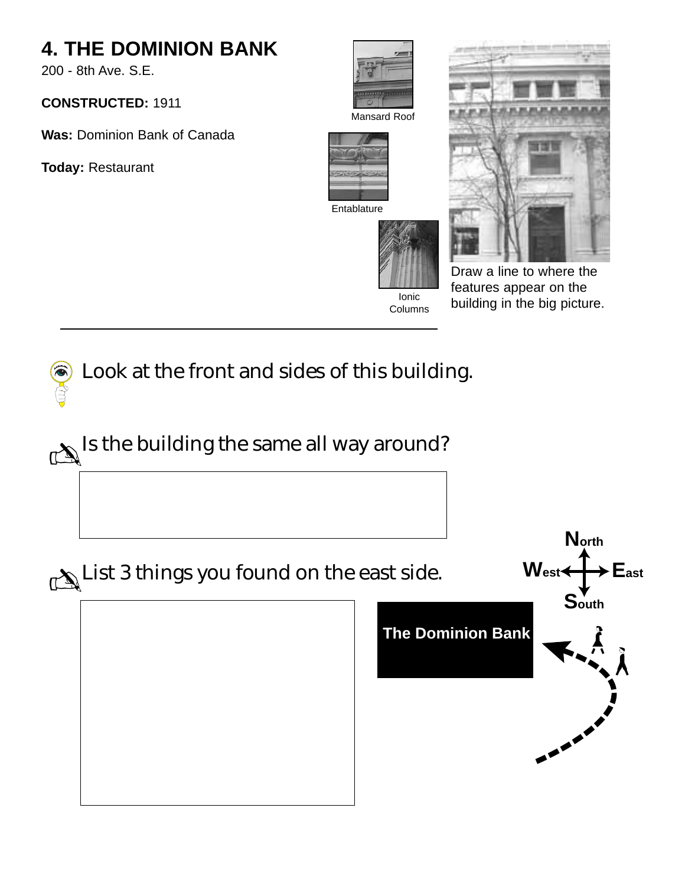# 4. THE DOMINION BANK

200 - 8th Ave. S.E.

**CONSTRUCTED:** 1911

**Was:** Dominion Bank of Canada

**Today:** Restaurant

Mansard Roof

Entablature

Ionic Columns

Draw a line to where the features appear on the building in the big picture.

Look at the front and sides of this building.

Is the building the same all way around?

List 3 things you found on the east side.

North

West

East

South

The Dominion Bank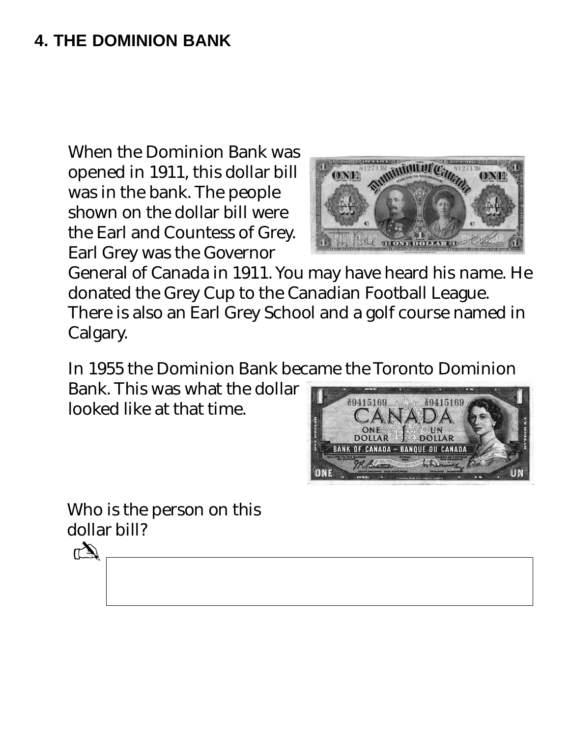# 4. THE DOMINION BANK

When the Dominion Bank was opened in 1911, this dollar bill was in the bank. The people shown on the dollar bill were the Earl and Countess of Grey. Earl Grey was the Governor General of Canada in 1911. You may have heard his name. He donated the Grey Cup to the Canadian Football League. There is also an Earl Grey School and a golf course named in Calgary.

In 1955 the Dominion Bank became the Toronto Dominion Bank. This was what the dollar looked like at that time.

Who is the person on this dollar bill?

✍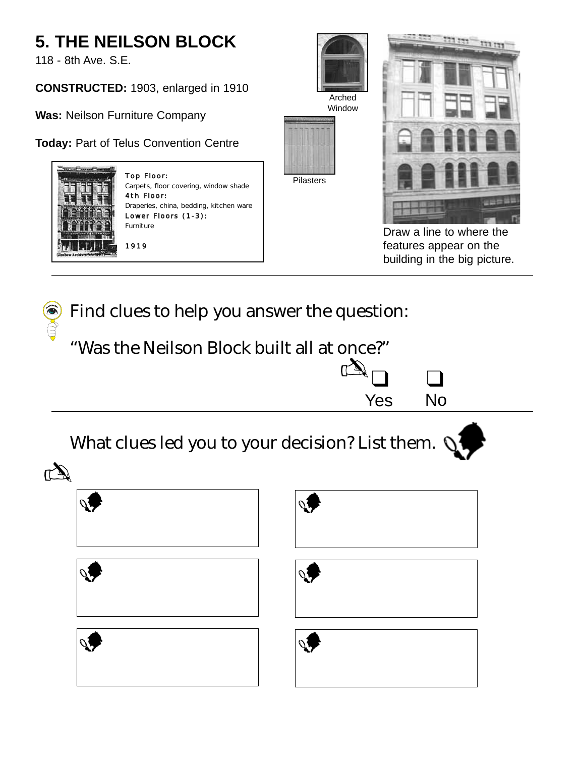# 5. THE NEILSON BLOCK

118 - 8th Ave. S.E.

**CONSTRUCTED:** 1903, enlarged in 1910

**Was:** Neilson Furniture Company

**Today:** Part of Telus Convention Centre

**Top Floor:**
Carpets, floor covering, window shade
**4th Floor:**
Draperies, china, bedding, kitchen ware
**Lower Floors (1-3):**
Furniture

1919

Glenbow Archives

Arched Window

Pilasters

Draw a line to where the features appear on the building in the big picture.

---

Find clues to help you answer the question:

"Was the Neilson Block built all at once?"

❑ Yes ❑ No

---

What clues led you to your decision? List them.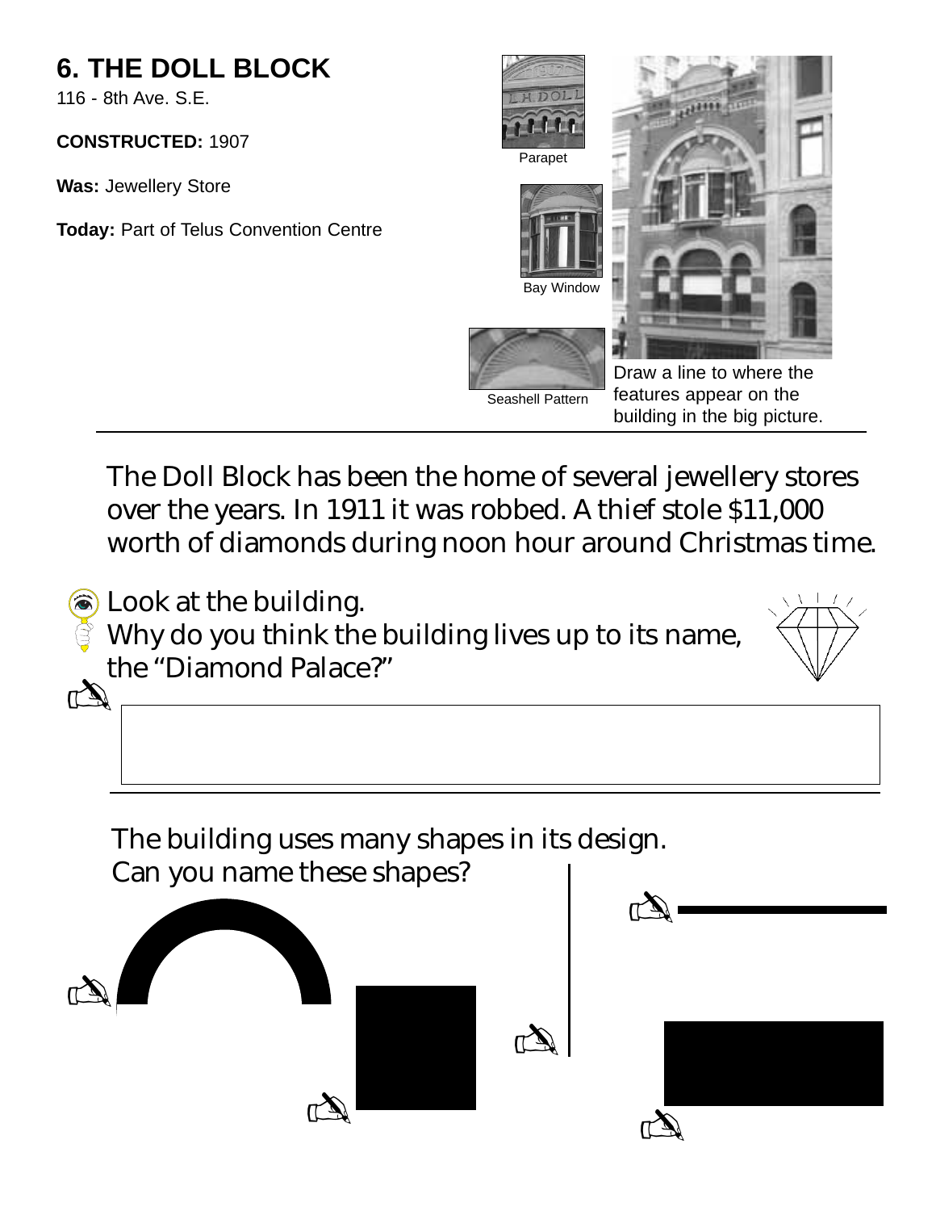# 6. THE DOLL BLOCK

116 - 8th Ave. S.E.

**CONSTRUCTED:** 1907

**Was:** Jewellery Store

**Today:** Part of Telus Convention Centre

Parapet

Bay Window

Seashell Pattern

Draw a line to where the features appear on the building in the big picture.

---

The Doll Block has been the home of several jewellery stores over the years. In 1911 it was robbed. A thief stole $11,000 worth of diamonds during noon hour around Christmas time.

Look at the building.
Why do you think the building lives up to its name, the "Diamond Palace?"

---

The building uses many shapes in its design.
Can you name these shapes?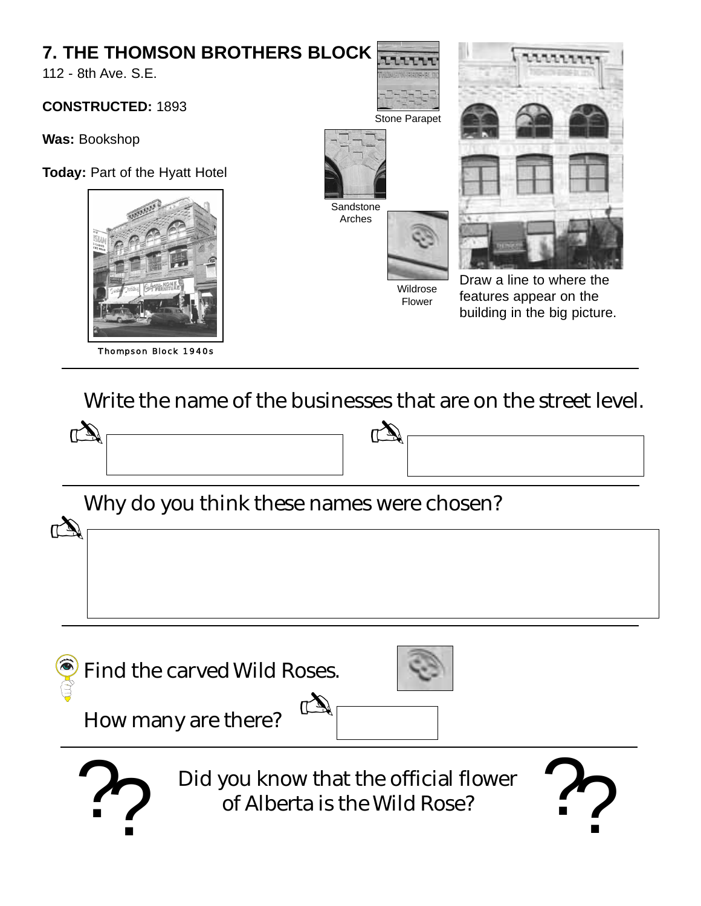## 7. THE THOMSON BROTHERS BLOCK

112 - 8th Ave. S.E.

**CONSTRUCTED:** 1893

**Was:** Bookshop

**Today:** Part of the Hyatt Hotel

Thompson Block 1940s

Stone Parapet

Sandstone Arches

Wildrose Flower

Draw a line to where the features appear on the building in the big picture.

Write the name of the businesses that are on the street level.

Why do you think these names were chosen?

Find the carved Wild Roses.

How many are there?

Did you know that the official flower of Alberta is the Wild Rose?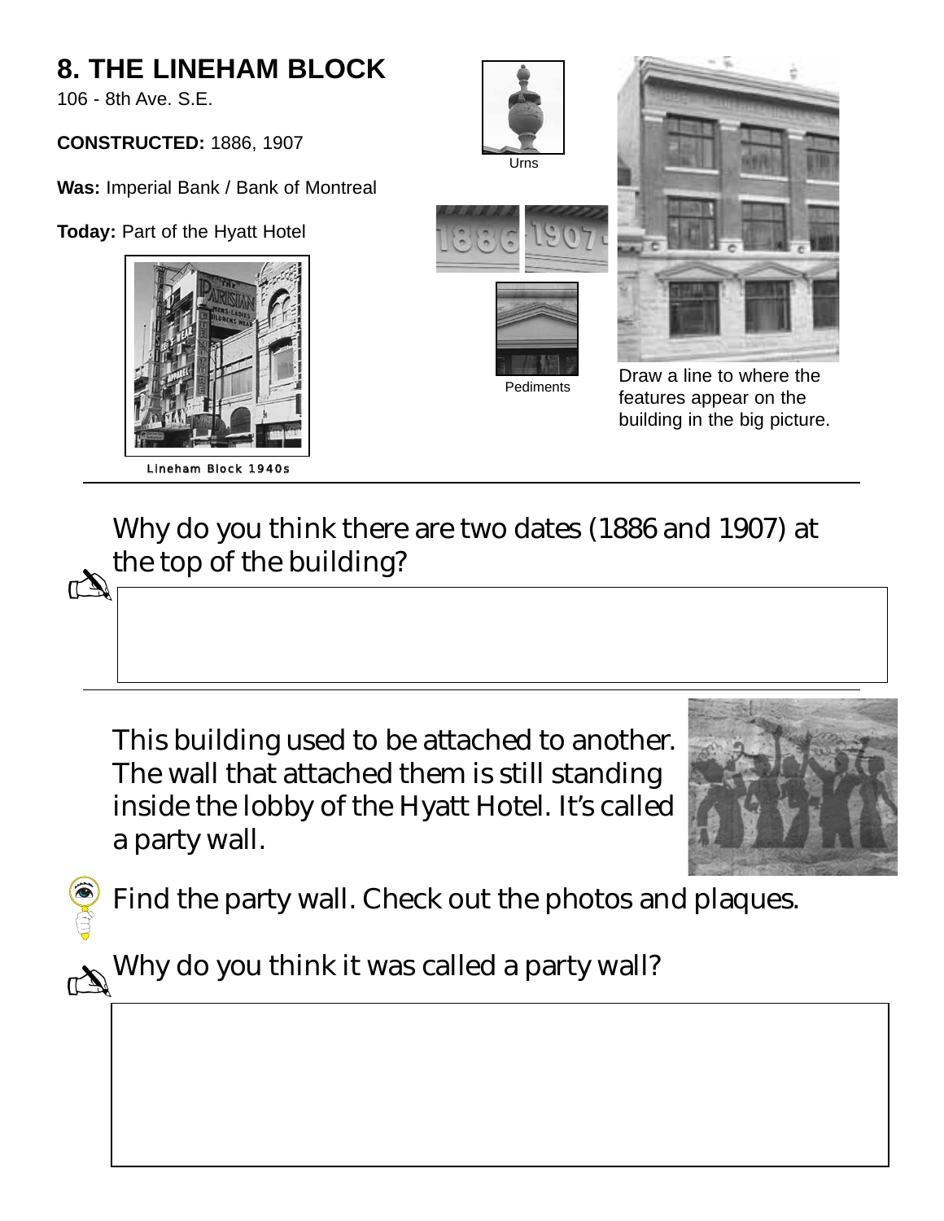# 8. THE LINEHAM BLOCK

106 - 8th Ave. S.E.

**CONSTRUCTED:** 1886, 1907

**Was:** Imperial Bank / Bank of Montreal

**Today:** Part of the Hyatt Hotel

Lineham Block 1940s

Urns

Pediments

Draw a line to where the features appear on the building in the big picture.

---

Why do you think there are two dates (1886 and 1907) at the top of the building?

---

This building used to be attached to another. The wall that attached them is still standing inside the lobby of the Hyatt Hotel. It's called a party wall.

Find the party wall. Check out the photos and plaques.

Why do you think it was called a party wall?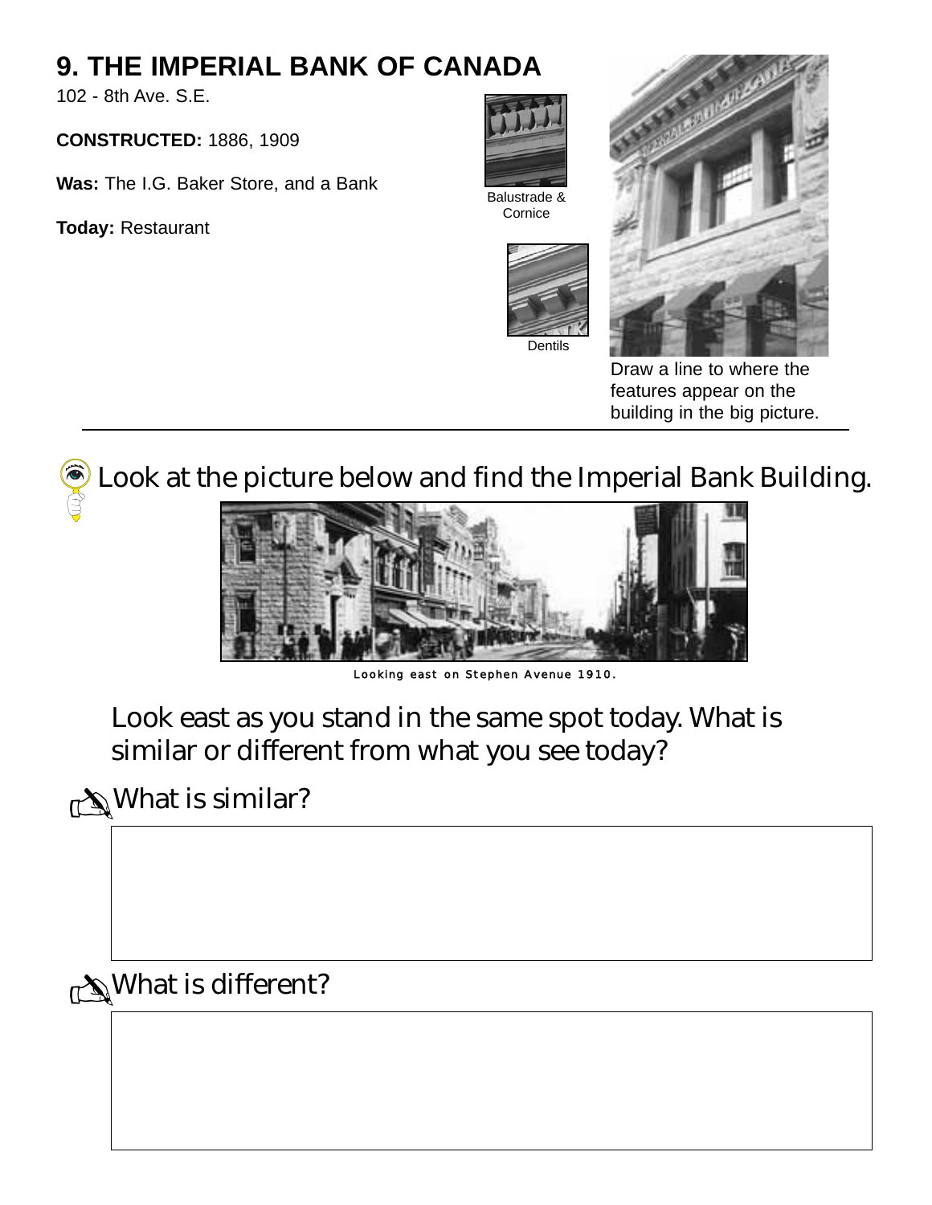# 9. THE IMPERIAL BANK OF CANADA

102 - 8th Ave. S.E.

**CONSTRUCTED:** 1886, 1909

**Was:** The I.G. Baker Store, and a Bank

**Today:** Restaurant

Balustrade & Cornice

Dentils

Draw a line to where the features appear on the building in the big picture.

Look at the picture below and find the Imperial Bank Building.

Looking east on Stephen Avenue 1910.

Look east as you stand in the same spot today. What is similar or different from what you see today?

What is similar?

What is different?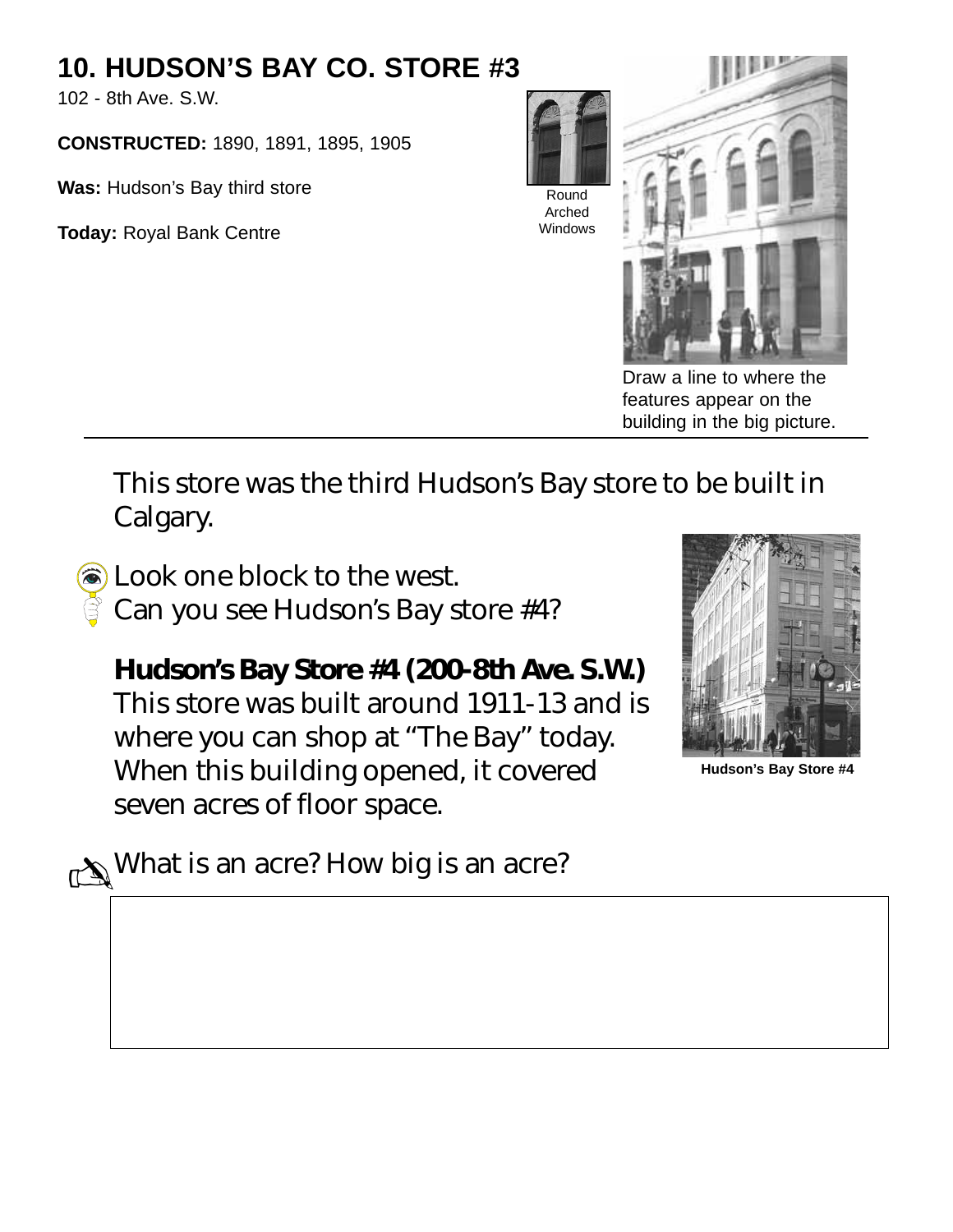## 10. HUDSON'S BAY CO. STORE #3

102 - 8th Ave. S.W.

**CONSTRUCTED:** 1890, 1891, 1895, 1905

**Was:** Hudson's Bay third store

**Today:** Royal Bank Centre

Round Arched Windows

Draw a line to where the features appear on the building in the big picture.

---

This store was the third Hudson's Bay store to be built in Calgary.

Look one block to the west.
Can you see Hudson's Bay store #4?

**Hudson's Bay Store #4 (200-8th Ave. S.W.)**
This store was built around 1911-13 and is where you can shop at "The Bay" today. When this building opened, it covered seven acres of floor space.

**Hudson's Bay Store #4**

What is an acre? How big is an acre?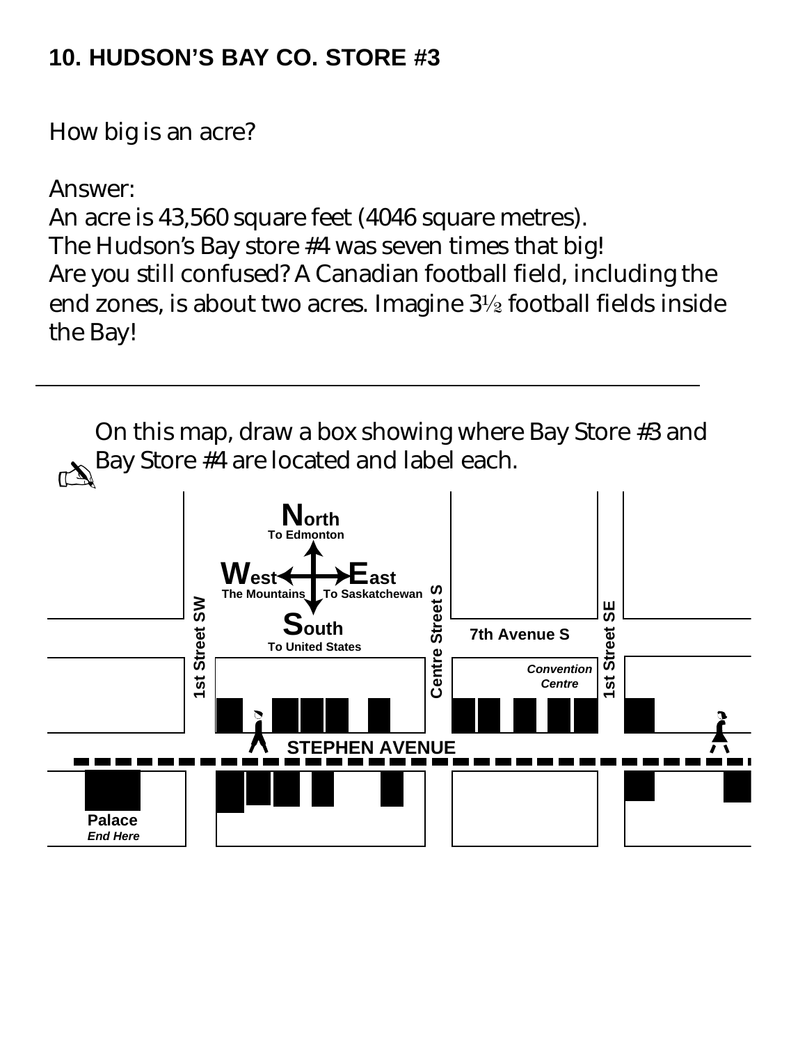## 10. HUDSON'S BAY CO. STORE #3

How big is an acre?

Answer:
An acre is 43,560 square feet (4046 square metres).
The Hudson's Bay store #4 was seven times that big!
Are you still confused? A Canadian football field, including the end zones, is about two acres. Imagine 3½ football fields inside the Bay!

---

On this map, draw a box showing where Bay Store #3 and Bay Store #4 are located and label each.

**North** To Edmonton

**West** The Mountains

**East** To Saskatchewan

**South** To United States

1st Street SW

Centre Street S

1st Street SE

7th Avenue S

*Convention Centre*

STEPHEN AVENUE

**Palace**
*End Here*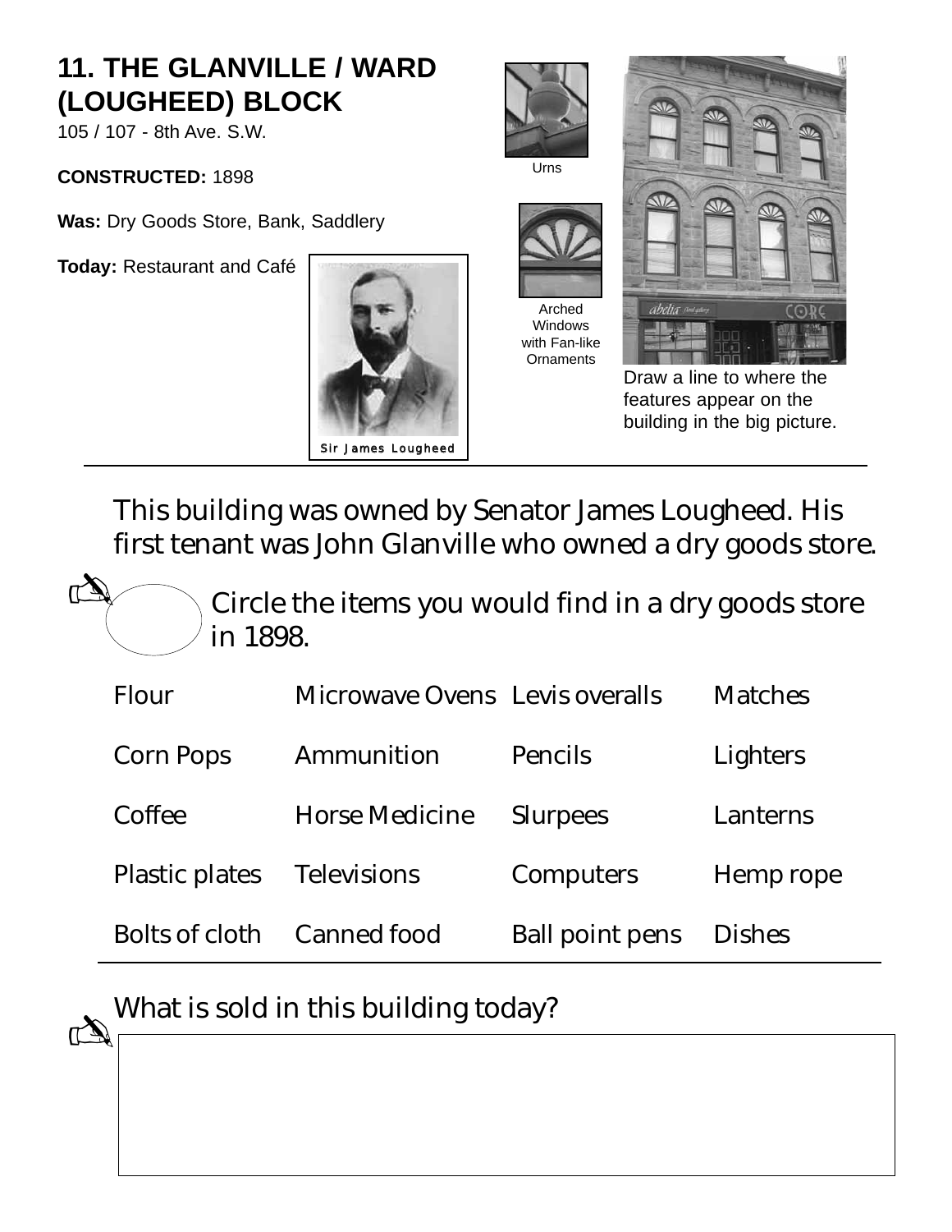## 11. THE GLANVILLE / WARD (LOUGHEED) BLOCK

105 / 107 - 8th Ave. S.W.

**CONSTRUCTED:** 1898

**Was:** Dry Goods Store, Bank, Saddlery

**Today:** Restaurant and Café

Sir James Lougheed

Urns

Arched Windows with Fan-like Ornaments

Draw a line to where the features appear on the building in the big picture.

---

This building was owned by Senator James Lougheed. His first tenant was John Glanville who owned a dry goods store.

Circle the items you would find in a dry goods store in 1898.

| | | | |
|---|---|---|---|
| Flour | Microwave Ovens | Levis overalls | Matches |
| Corn Pops | Ammunition | Pencils | Lighters |
| Coffee | Horse Medicine | Slurpees | Lanterns |
| Plastic plates | Televisions | Computers | Hemp rope |
| Bolts of cloth | Canned food | Ball point pens | Dishes |

What is sold in this building today?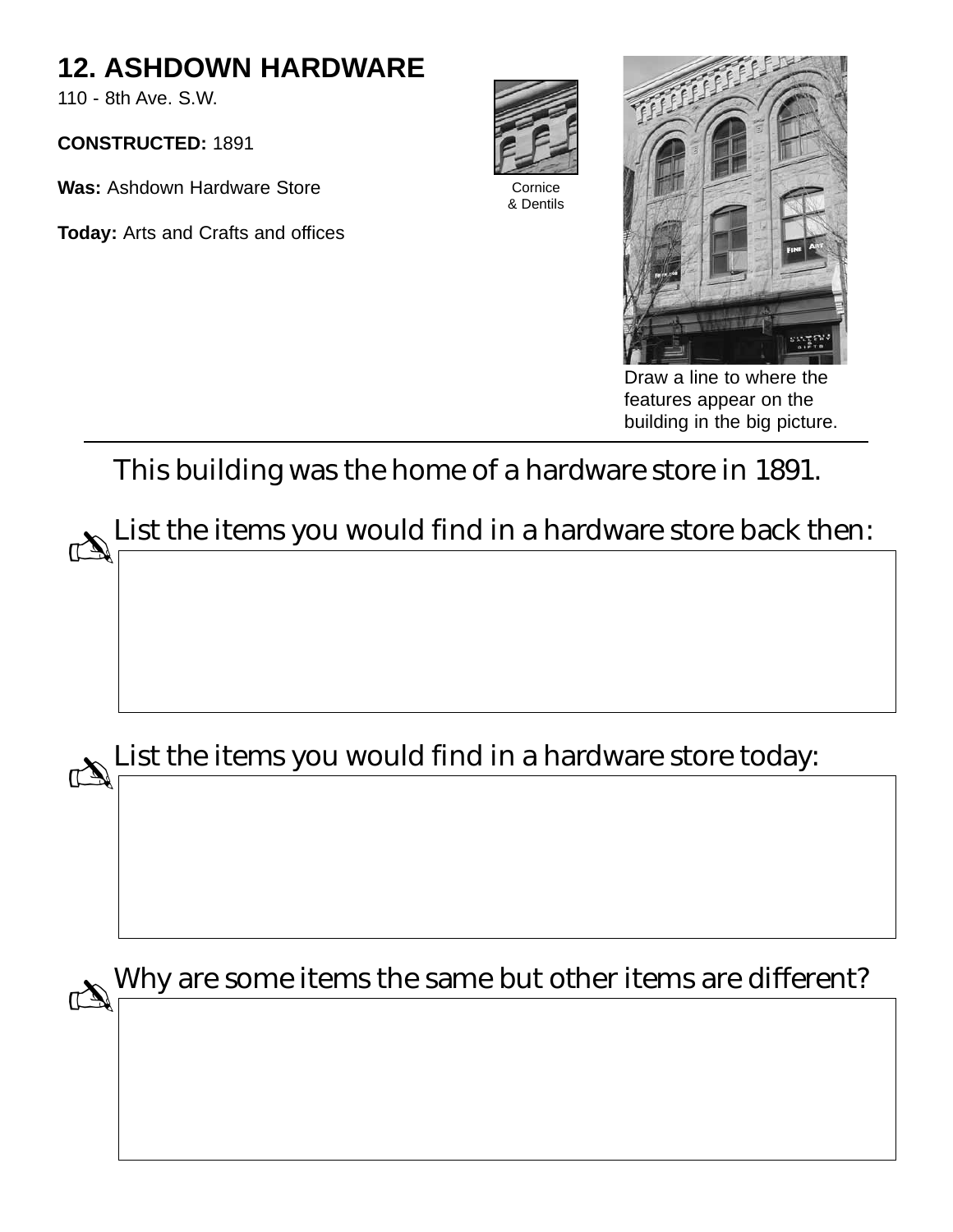# 12. ASHDOWN HARDWARE

110 - 8th Ave. S.W.

**CONSTRUCTED:** 1891

**Was:** Ashdown Hardware Store

**Today:** Arts and Crafts and offices

Cornice & Dentils

Draw a line to where the features appear on the building in the big picture.

---

This building was the home of a hardware store in 1891.

List the items you would find in a hardware store back then:

List the items you would find in a hardware store today:

Why are some items the same but other items are different?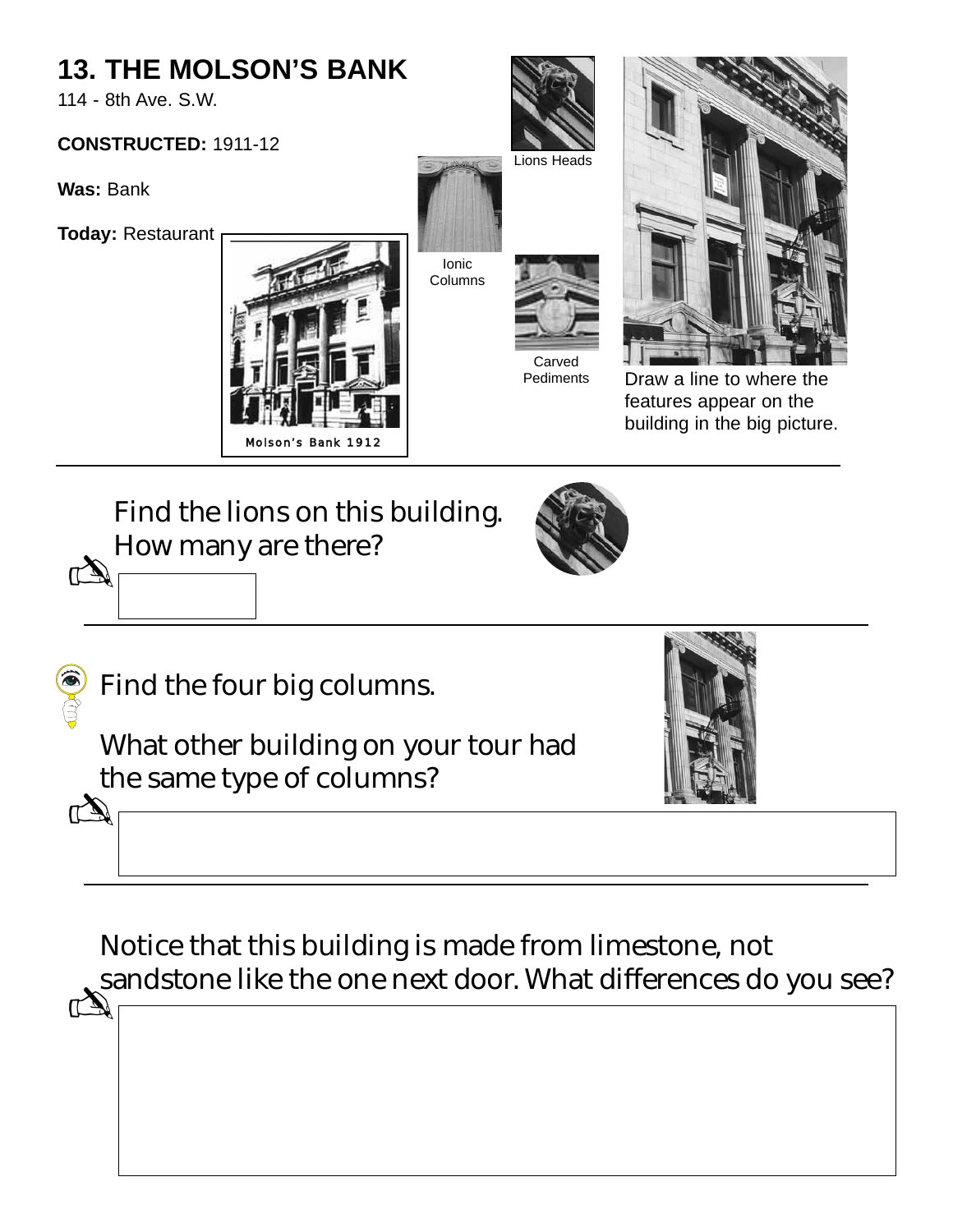# 13. THE MOLSON'S BANK

114 - 8th Ave. S.W.

**CONSTRUCTED:** 1911-12

**Was:** Bank

**Today:** Restaurant

Molson's Bank 1912

Lions Heads

Ionic Columns

Carved Pediments

Draw a line to where the features appear on the building in the big picture.

---

Find the lions on this building. How many are there?

---

Find the four big columns.

What other building on your tour had the same type of columns?

---

Notice that this building is made from limestone, not sandstone like the one next door. What differences do you see?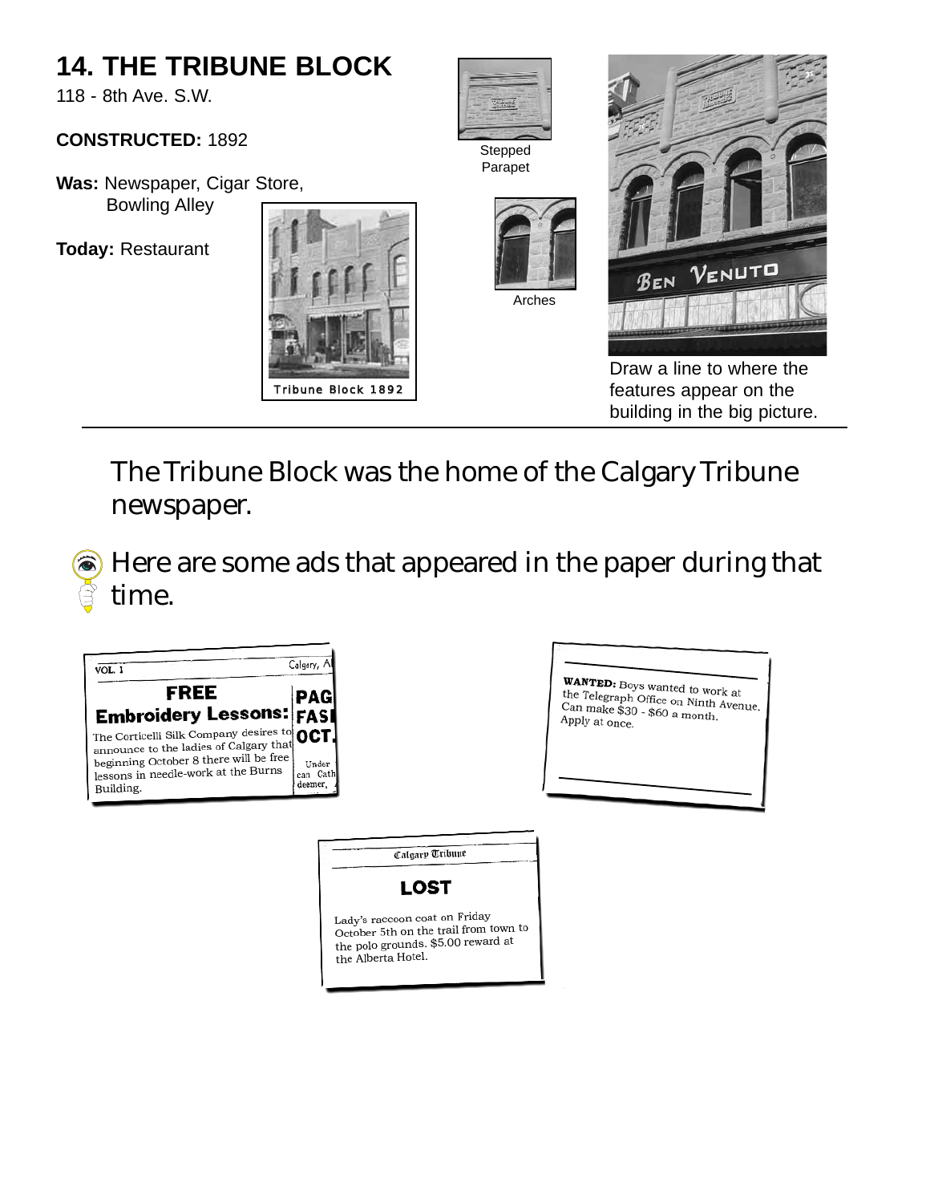# 14. THE TRIBUNE BLOCK

118 - 8th Ave. S.W.

**CONSTRUCTED:** 1892

**Was:** Newspaper, Cigar Store, Bowling Alley

**Today:** Restaurant

Tribune Block 1892

Stepped Parapet

Arches

Draw a line to where the features appear on the building in the big picture.

The Tribune Block was the home of the Calgary Tribune newspaper.

Here are some ads that appeared in the paper during that time.

VOL. 1 Calgary, A

**FREE Embroidery Lessons:**

The Corticelli Silk Company desires to announce to the ladies of Calgary that beginning October 8 there will be free lessons in needle-work at the Burns Building.

**WANTED:** Boys wanted to work at the Telegraph Office on Ninth Avenue. Can make $30 - $60 a month. Apply at once.

Calgary Tribune

**LOST**

Lady's raccoon coat on Friday October 5th on the trail from town to the polo grounds. $5.00 reward at the Alberta Hotel.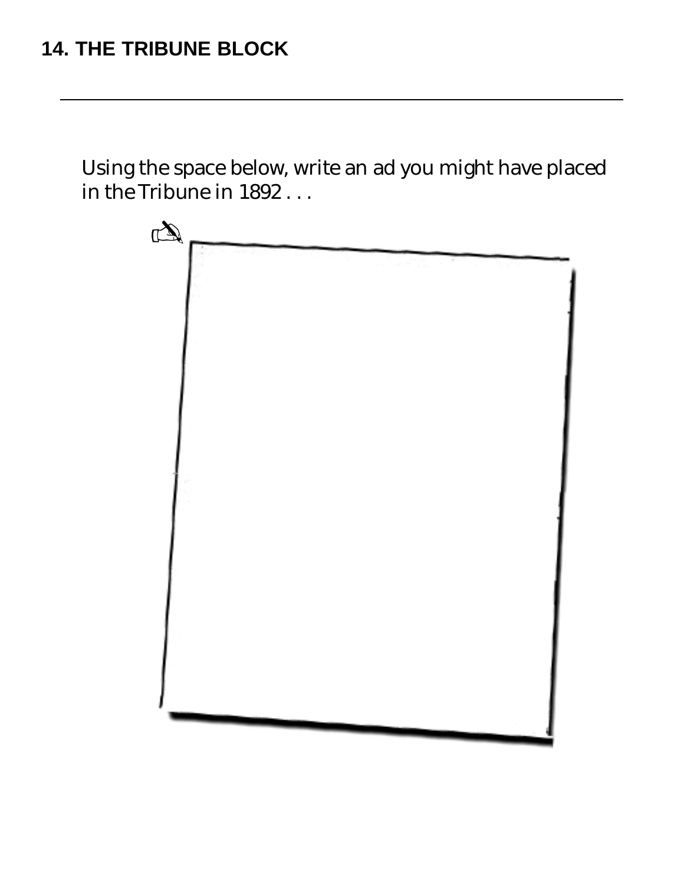## 14. THE TRIBUNE BLOCK

Using the space below, write an ad you might have placed in the Tribune in 1892 . . .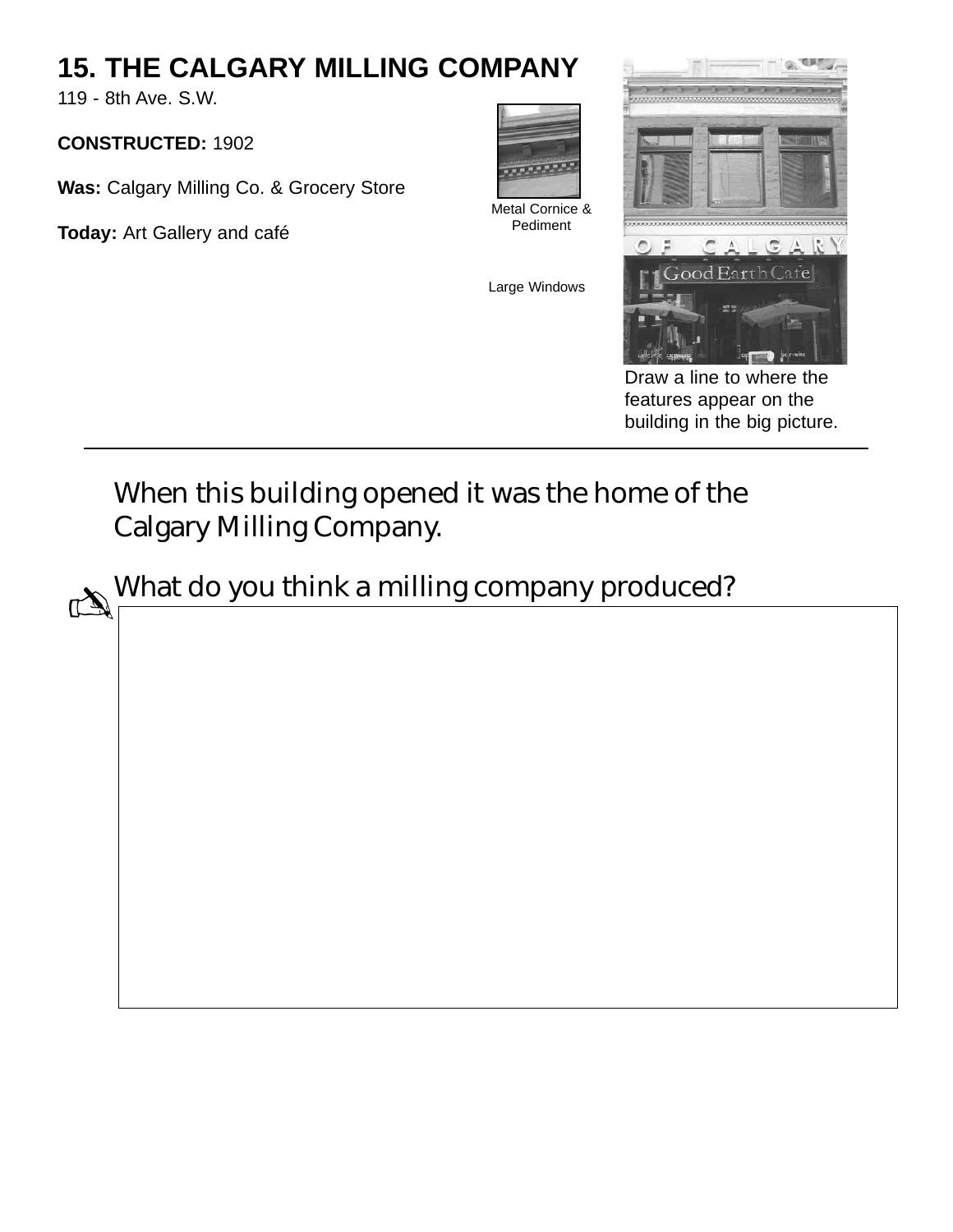# 15. THE CALGARY MILLING COMPANY

119 - 8th Ave. S.W.

**CONSTRUCTED:** 1902

**Was:** Calgary Milling Co. & Grocery Store

**Today:** Art Gallery and café

Metal Cornice & Pediment

Large Windows

Draw a line to where the features appear on the building in the big picture.

---

When this building opened it was the home of the Calgary Milling Company.

What do you think a milling company produced?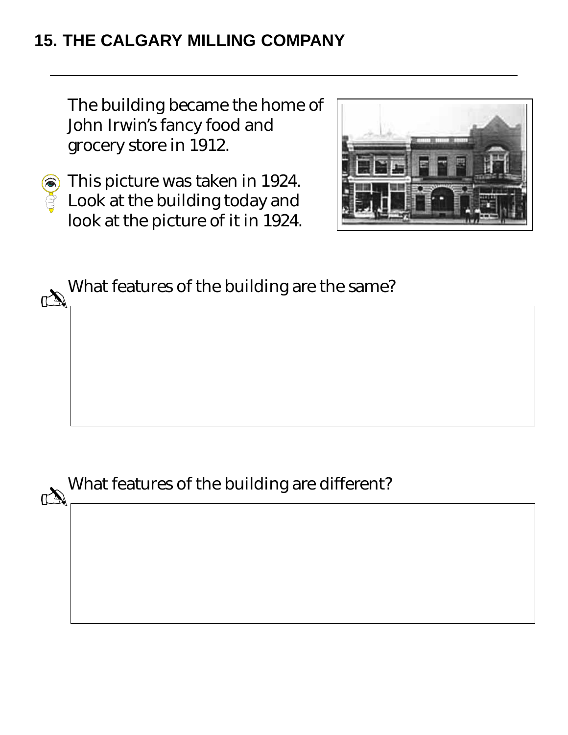## 15. THE CALGARY MILLING COMPANY

The building became the home of John Irwin's fancy food and grocery store in 1912.

This picture was taken in 1924. Look at the building today and look at the picture of it in 1924.

What features of the building are the same?

What features of the building are different?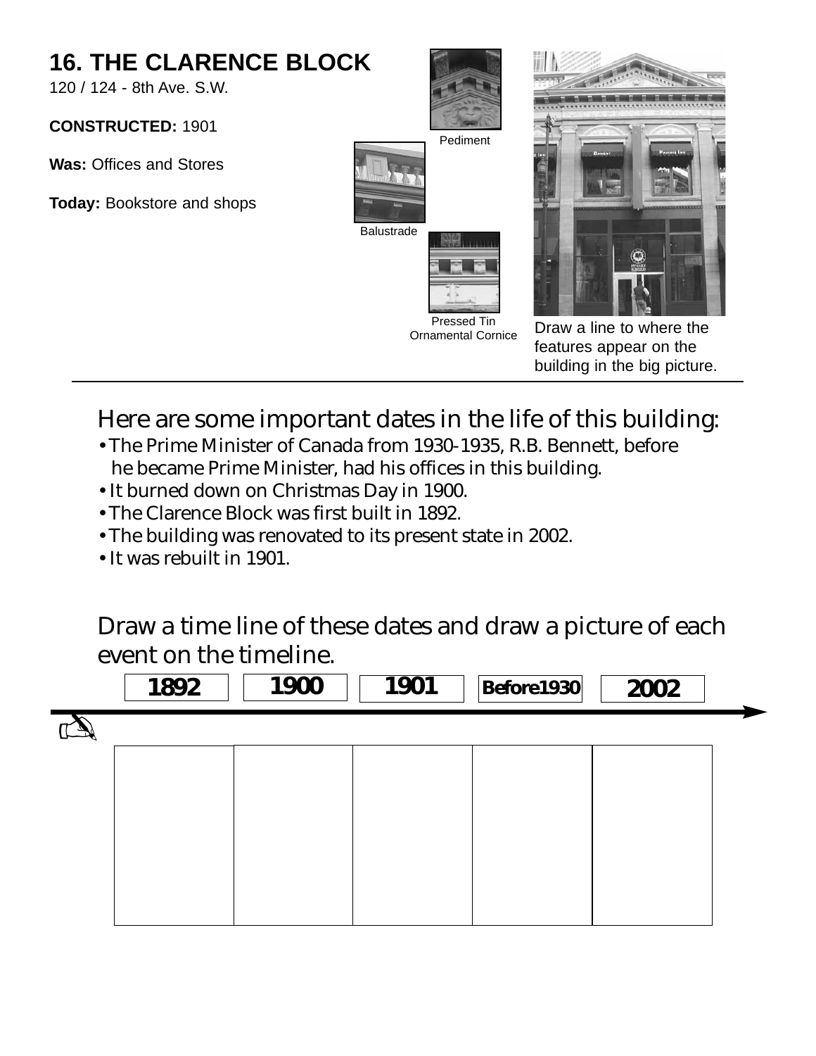## 16. THE CLARENCE BLOCK

120 / 124 - 8th Ave. S.W.

**CONSTRUCTED:** 1901

**Was:** Offices and Stores

**Today:** Bookstore and shops

Pediment

Balustrade

Pressed Tin Ornamental Cornice

Draw a line to where the features appear on the building in the big picture.

---

Here are some important dates in the life of this building:

- The Prime Minister of Canada from 1930-1935, R.B. Bennett, before he became Prime Minister, had his offices in this building.
- It burned down on Christmas Day in 1900.
- The Clarence Block was first built in 1892.
- The building was renovated to its present state in 2002.
- It was rebuilt in 1901.

Draw a time line of these dates and draw a picture of each event on the timeline.

| 1892 | 1900 | 1901 | Before1930 | 2002 |
| --- | --- | --- | --- | --- |
| | | | | |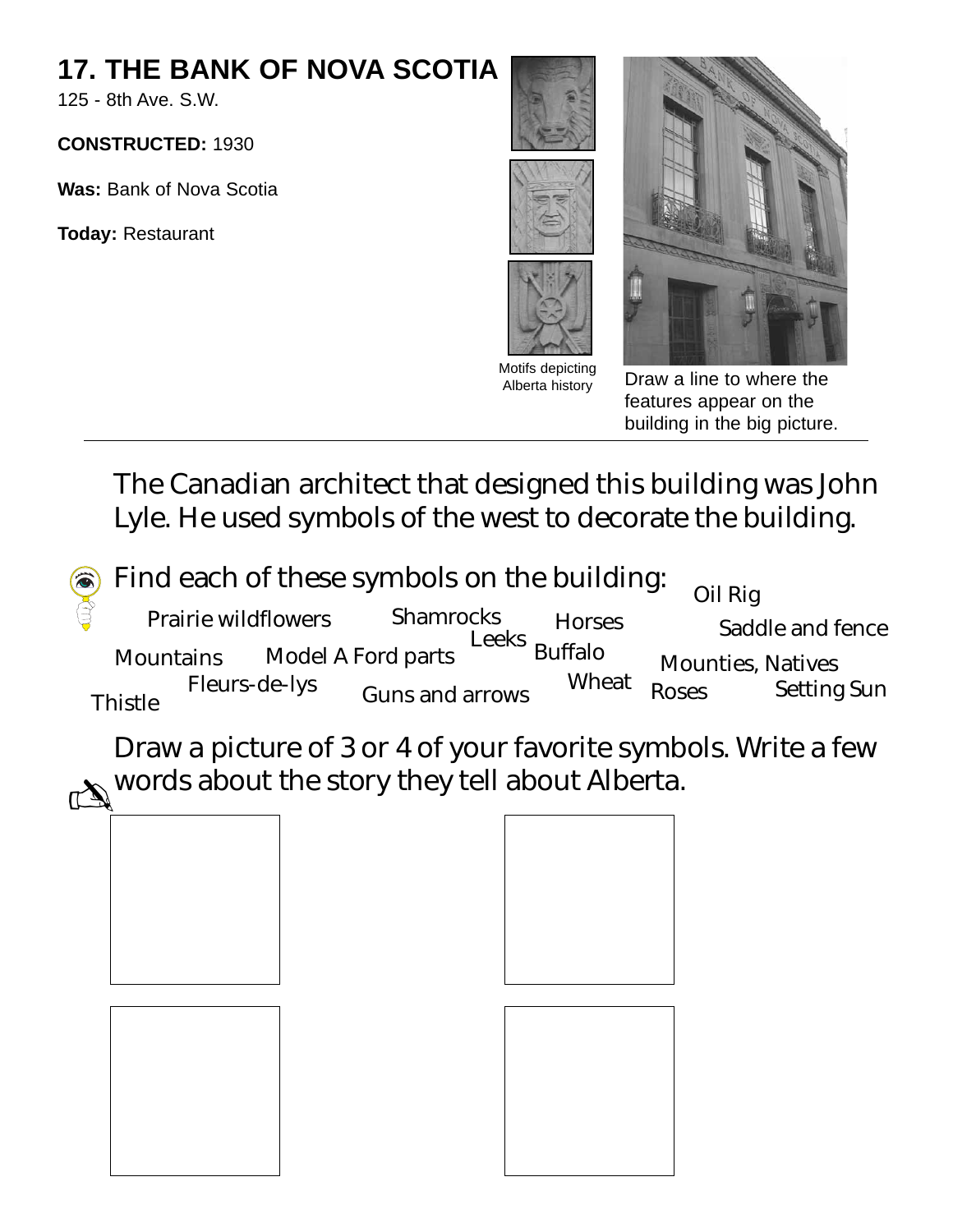# 17. THE BANK OF NOVA SCOTIA

125 - 8th Ave. S.W.

**CONSTRUCTED:** 1930

**Was:** Bank of Nova Scotia

**Today:** Restaurant

Motifs depicting Alberta history

Draw a line to where the features appear on the building in the big picture.

---

The Canadian architect that designed this building was John Lyle. He used symbols of the west to decorate the building.

Find each of these symbols on the building:

Oil Rig

Prairie wildflowers

Shamrocks

Horses

Saddle and fence

Leeks

Mountains

Model A Ford parts

Buffalo

Mounties, Natives

Fleurs-de-lys

Wheat

Thistle

Guns and arrows

Roses

Setting Sun

Draw a picture of 3 or 4 of your favorite symbols. Write a few words about the story they tell about Alberta.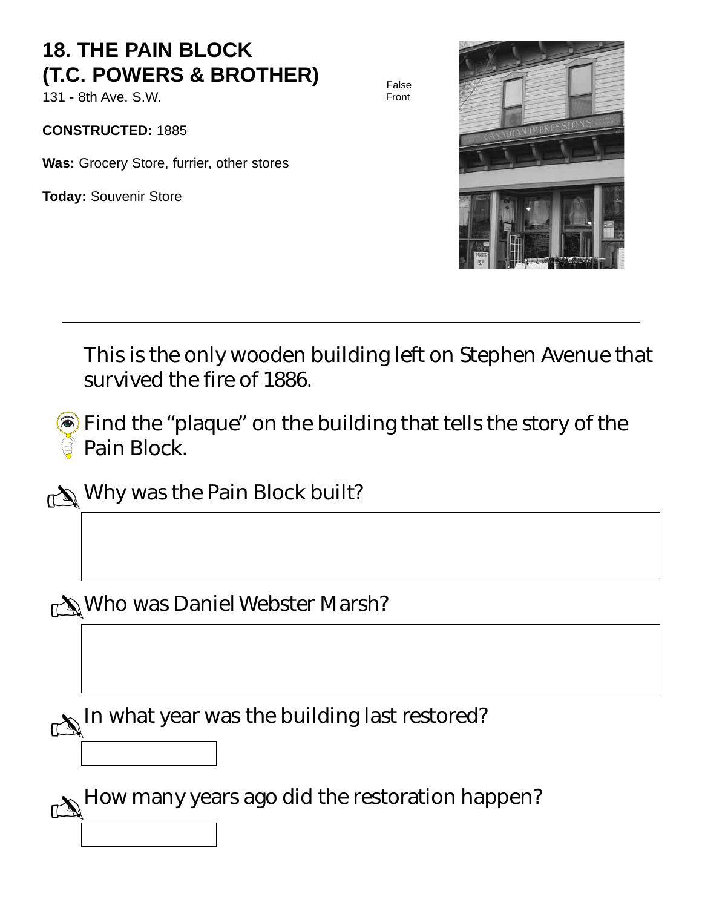# 18. THE PAIN BLOCK (T.C. POWERS & BROTHER)

131 - 8th Ave. S.W.

**CONSTRUCTED:** 1885

**Was:** Grocery Store, furrier, other stores

**Today:** Souvenir Store

False Front

---

This is the only wooden building left on Stephen Avenue that survived the fire of 1886.

Find the "plaque" on the building that tells the story of the Pain Block.

Why was the Pain Block built?

Who was Daniel Webster Marsh?

In what year was the building last restored?

How many years ago did the restoration happen?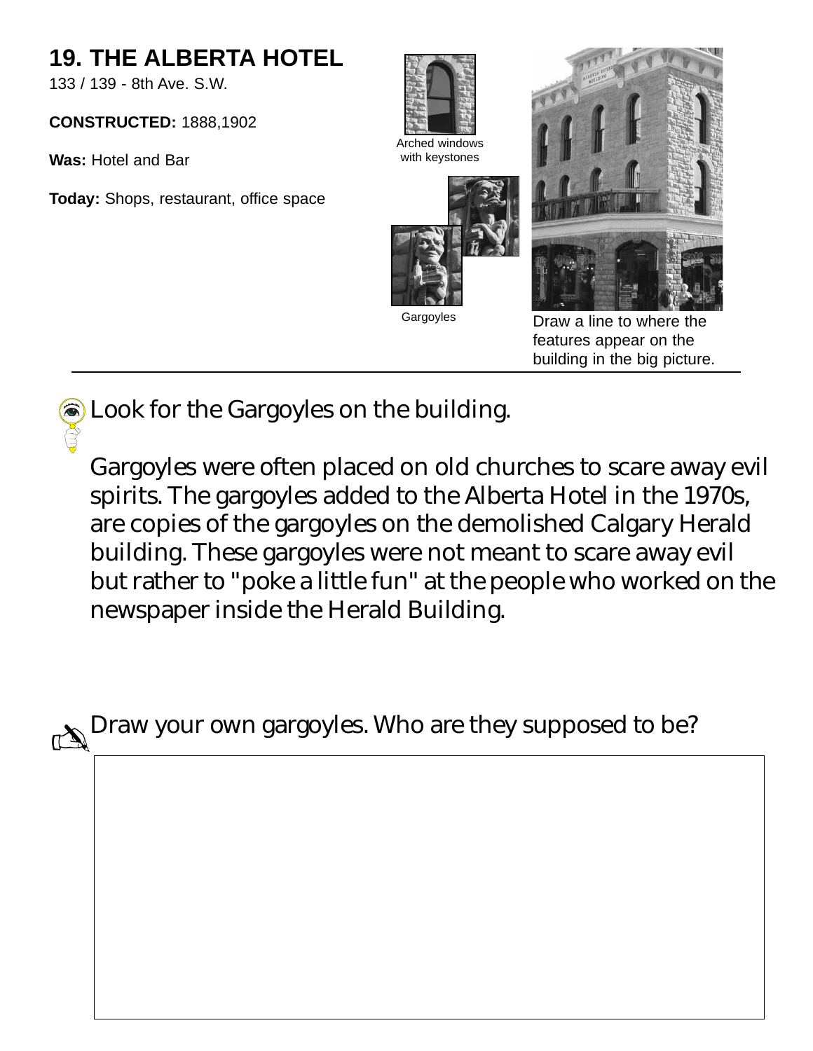# 19. THE ALBERTA HOTEL

133 / 139 - 8th Ave. S.W.

**CONSTRUCTED:** 1888,1902

**Was:** Hotel and Bar

**Today:** Shops, restaurant, office space

Arched windows with keystones

Gargoyles

Draw a line to where the features appear on the building in the big picture.

---

Look for the Gargoyles on the building.

Gargoyles were often placed on old churches to scare away evil spirits. The gargoyles added to the Alberta Hotel in the 1970s, are copies of the gargoyles on the demolished Calgary Herald building. These gargoyles were not meant to scare away evil but rather to "poke a little fun" at the people who worked on the newspaper inside the Herald Building.

Draw your own gargoyles. Who are they supposed to be?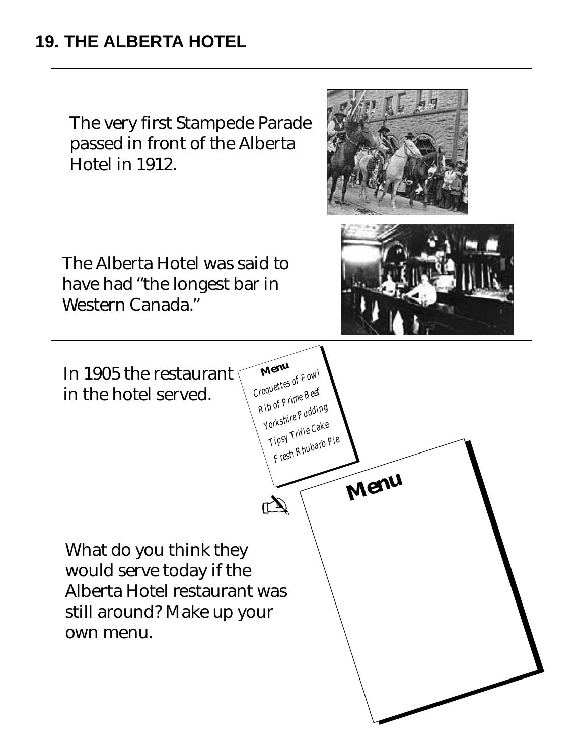## 19. THE ALBERTA HOTEL

The very first Stampede Parade passed in front of the Alberta Hotel in 1912.

The Alberta Hotel was said to have had "the longest bar in Western Canada."

In 1905 the restaurant in the hotel served.

**Menu**

*Croquettes of Fowl*
*Rib of Prime Beef*
*Yorkshire Pudding*
*Tipsy Trifle Cake*
*Fresh Rhubarb Pie*

What do you think they would serve today if the Alberta Hotel restaurant was still around? Make up your own menu.

**Menu**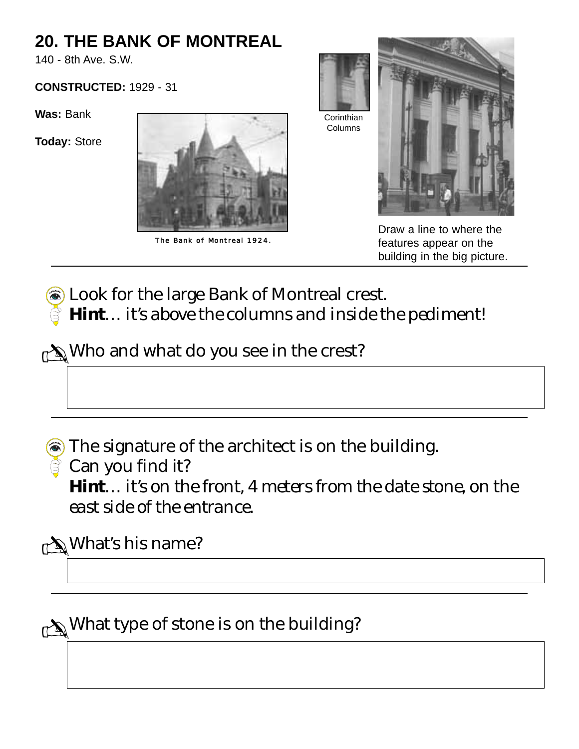# 20. THE BANK OF MONTREAL

140 - 8th Ave. S.W.

**CONSTRUCTED:** 1929 - 31

**Was:** Bank

**Today:** Store

The Bank of Montreal 1924.

Corinthian Columns

Draw a line to where the features appear on the building in the big picture.

---

Look for the large Bank of Montreal crest.
**Hint**… it's above the columns and inside the pediment!

Who and what do you see in the crest?

---

The signature of the architect is on the building.
Can you find it?
**Hint**… it's on the front, 4 meters from the date stone, on the east side of the entrance.

What's his name?

---

What type of stone is on the building?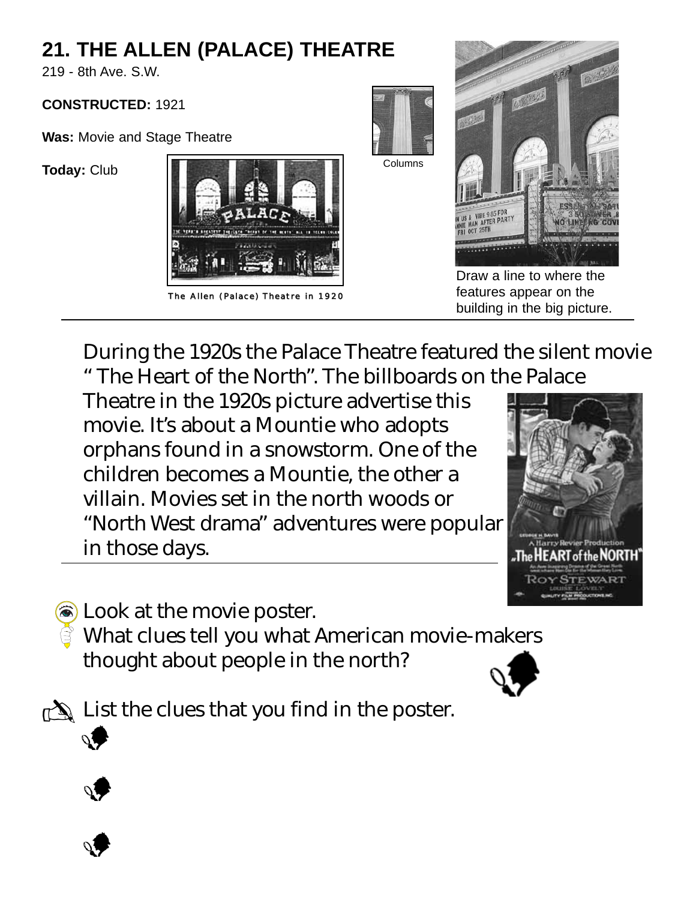# 21. THE ALLEN (PALACE) THEATRE

219 - 8th Ave. S.W.

**CONSTRUCTED:** 1921

**Was:** Movie and Stage Theatre

**Today:** Club

The Allen (Palace) Theatre in 1920

Columns

Draw a line to where the features appear on the building in the big picture.

---

During the 1920s the Palace Theatre featured the silent movie " The Heart of the North". The billboards on the Palace Theatre in the 1920s picture advertise this movie. It's about a Mountie who adopts orphans found in a snowstorm. One of the children becomes a Mountie, the other a villain. Movies set in the north woods or "North West drama" adventures were popular in those days.

---

Look at the movie poster.
What clues tell you what American movie-makers thought about people in the north?

List the clues that you find in the poster.